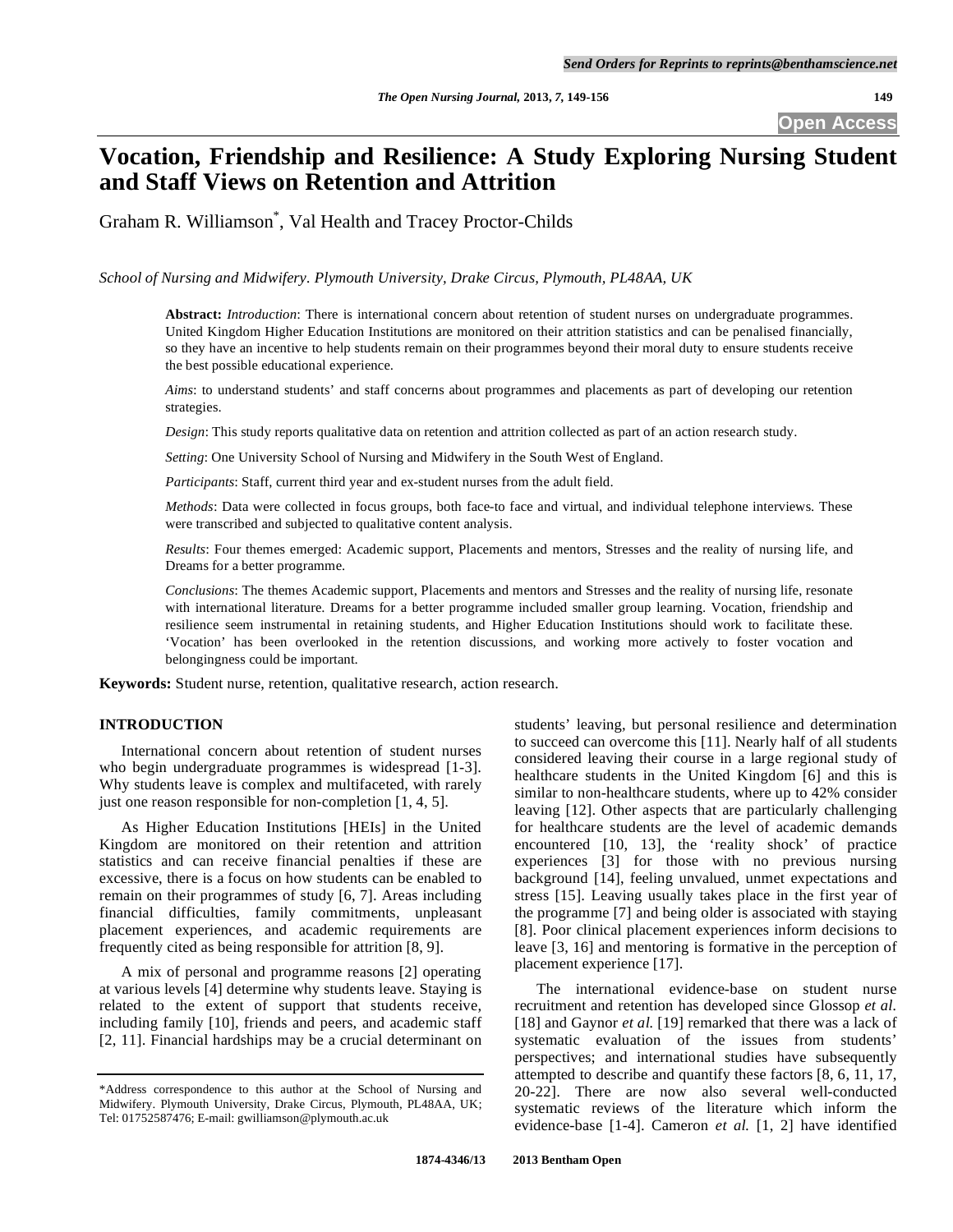# Vocation, Friendship and Resilience: A Study Exploring Nursing Student and Staff Views on Retention and Attrition

Graham R. Williamson*, Val Health and Tracey Proctor-Childs

*School of Nursing and Midwifery. Plymouth University, Drake Circus, Plymouth, PL48AA, UK*

**Abstract:** *Introduction*: There is international concern about retention of student nurses on undergraduate programmes. United Kingdom Higher Education Institutions are monitored on their attrition statistics and can be penalised financially, so they have an incentive to help students remain on their programmes beyond their moral duty to ensure students receive the best possible educational experience.

*Aims*: to understand students' and staff concerns about programmes and placements as part of developing our retention strategies.

*Design*: This study reports qualitative data on retention and attrition collected as part of an action research study.

*Setting*: One University School of Nursing and Midwifery in the South West of England.

*Participants*: Staff, current third year and ex-student nurses from the adult field.

*Methods*: Data were collected in focus groups, both face-to face and virtual, and individual telephone interviews. These were transcribed and subjected to qualitative content analysis.

*Results*: Four themes emerged: Academic support, Placements and mentors, Stresses and the reality of nursing life, and Dreams for a better programme.

*Conclusions*: The themes Academic support, Placements and mentors and Stresses and the reality of nursing life, resonate with international literature. Dreams for a better programme included smaller group learning. Vocation, friendship and resilience seem instrumental in retaining students, and Higher Education Institutions should work to facilitate these. 'Vocation' has been overlooked in the retention discussions, and working more actively to foster vocation and belongingness could be important.

**Keywords:** Student nurse, retention, qualitative research, action research.

## INTRODUCTION

International concern about retention of student nurses who begin undergraduate programmes is widespread [1-3]. Why students leave is complex and multifaceted, with rarely just one reason responsible for non-completion [1, 4, 5].

As Higher Education Institutions [HEIs] in the United Kingdom are monitored on their retention and attrition statistics and can receive financial penalties if these are excessive, there is a focus on how students can be enabled to remain on their programmes of study [6, 7]. Areas including financial difficulties, family commitments, unpleasant placement experiences, and academic requirements are frequently cited as being responsible for attrition [8, 9].

A mix of personal and programme reasons [2] operating at various levels [4] determine why students leave. Staying is related to the extent of support that students receive, including family [10], friends and peers, and academic staff [2, 11]. Financial hardships may be a crucial determinant on students' leaving, but personal resilience and determination to succeed can overcome this [11]. Nearly half of all students considered leaving their course in a large regional study of healthcare students in the United Kingdom [6] and this is similar to non-healthcare students, where up to 42% consider leaving [12]. Other aspects that are particularly challenging for healthcare students are the level of academic demands encountered [10, 13], the 'reality shock' of practice experiences [3] for those with no previous nursing background [14], feeling unvalued, unmet expectations and stress [15]. Leaving usually takes place in the first year of the programme [7] and being older is associated with staying [8]. Poor clinical placement experiences inform decisions to leave [3, 16] and mentoring is formative in the perception of placement experience [17].

The international evidence-base on student nurse recruitment and retention has developed since Glossop *et al.* [18] and Gaynor *et al.* [19] remarked that there was a lack of systematic evaluation of the issues from students' perspectives; and international studies have subsequently attempted to describe and quantify these factors [8, 6, 11, 17, 20-22]. There are now also several well-conducted systematic reviews of the literature which inform the evidence-base [1-4]. Cameron *et al.* [1, 2] have identified

*Address correspondence to this author at the School of Nursing and Midwifery. Plymouth University, Drake Circus, Plymouth, PL48AA, UK; Tel: 01752587476; E-mail: gwilliamson@plymouth.ac.uk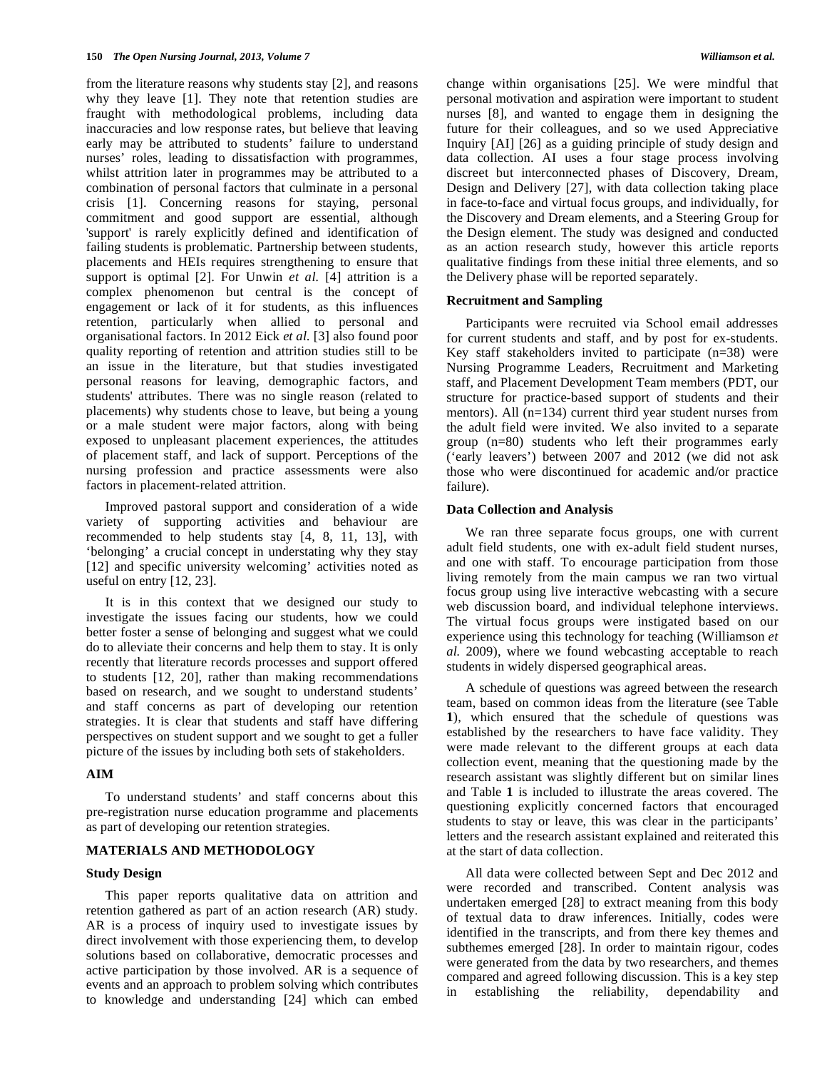from the literature reasons why students stay [2], and reasons why they leave [1]. They note that retention studies are fraught with methodological problems, including data inaccuracies and low response rates, but believe that leaving early may be attributed to students' failure to understand nurses' roles, leading to dissatisfaction with programmes, whilst attrition later in programmes may be attributed to a combination of personal factors that culminate in a personal crisis [1]. Concerning reasons for staying, personal commitment and good support are essential, although 'support' is rarely explicitly defined and identification of failing students is problematic. Partnership between students, placements and HEIs requires strengthening to ensure that support is optimal [2]. For Unwin *et al.* [4] attrition is a complex phenomenon but central is the concept of engagement or lack of it for students, as this influences retention, particularly when allied to personal and organisational factors. In 2012 Eick *et al.* [3] also found poor quality reporting of retention and attrition studies still to be an issue in the literature, but that studies investigated personal reasons for leaving, demographic factors, and students' attributes. There was no single reason (related to placements) why students chose to leave, but being a young or a male student were major factors, along with being exposed to unpleasant placement experiences, the attitudes of placement staff, and lack of support. Perceptions of the nursing profession and practice assessments were also factors in placement-related attrition.

Improved pastoral support and consideration of a wide variety of supporting activities and behaviour are recommended to help students stay [4, 8, 11, 13], with 'belonging' a crucial concept in understating why they stay [12] and specific university welcoming' activities noted as useful on entry [12, 23].

It is in this context that we designed our study to investigate the issues facing our students, how we could better foster a sense of belonging and suggest what we could do to alleviate their concerns and help them to stay. It is only recently that literature records processes and support offered to students [12, 20], rather than making recommendations based on research, and we sought to understand students' and staff concerns as part of developing our retention strategies. It is clear that students and staff have differing perspectives on student support and we sought to get a fuller picture of the issues by including both sets of stakeholders.

## AIM

To understand students' and staff concerns about this pre-registration nurse education programme and placements as part of developing our retention strategies.

## MATERIALS AND METHODOLOGY

### Study Design

This paper reports qualitative data on attrition and retention gathered as part of an action research (AR) study. AR is a process of inquiry used to investigate issues by direct involvement with those experiencing them, to develop solutions based on collaborative, democratic processes and active participation by those involved. AR is a sequence of events and an approach to problem solving which contributes to knowledge and understanding [24] which can embed change within organisations [25]. We were mindful that personal motivation and aspiration were important to student nurses [8], and wanted to engage them in designing the future for their colleagues, and so we used Appreciative Inquiry [AI] [26] as a guiding principle of study design and data collection. AI uses a four stage process involving discreet but interconnected phases of Discovery, Dream, Design and Delivery [27], with data collection taking place in face-to-face and virtual focus groups, and individually, for the Discovery and Dream elements, and a Steering Group for the Design element. The study was designed and conducted as an action research study, however this article reports qualitative findings from these initial three elements, and so the Delivery phase will be reported separately.

### Recruitment and Sampling

Participants were recruited via School email addresses for current students and staff, and by post for ex-students. Key staff stakeholders invited to participate (n=38) were Nursing Programme Leaders, Recruitment and Marketing staff, and Placement Development Team members (PDT, our structure for practice-based support of students and their mentors). All (n=134) current third year student nurses from the adult field were invited. We also invited to a separate group (n=80) students who left their programmes early ('early leavers') between 2007 and 2012 (we did not ask those who were discontinued for academic and/or practice failure).

### Data Collection and Analysis

We ran three separate focus groups, one with current adult field students, one with ex-adult field student nurses, and one with staff. To encourage participation from those living remotely from the main campus we ran two virtual focus group using live interactive webcasting with a secure web discussion board, and individual telephone interviews. The virtual focus groups were instigated based on our experience using this technology for teaching (Williamson *et al.* 2009), where we found webcasting acceptable to reach students in widely dispersed geographical areas.

A schedule of questions was agreed between the research team, based on common ideas from the literature (see Table **1**), which ensured that the schedule of questions was established by the researchers to have face validity. They were made relevant to the different groups at each data collection event, meaning that the questioning made by the research assistant was slightly different but on similar lines and Table **1** is included to illustrate the areas covered. The questioning explicitly concerned factors that encouraged students to stay or leave, this was clear in the participants' letters and the research assistant explained and reiterated this at the start of data collection.

All data were collected between Sept and Dec 2012 and were recorded and transcribed. Content analysis was undertaken emerged [28] to extract meaning from this body of textual data to draw inferences. Initially, codes were identified in the transcripts, and from there key themes and subthemes emerged [28]. In order to maintain rigour, codes were generated from the data by two researchers, and themes compared and agreed following discussion. This is a key step in establishing the reliability, dependability and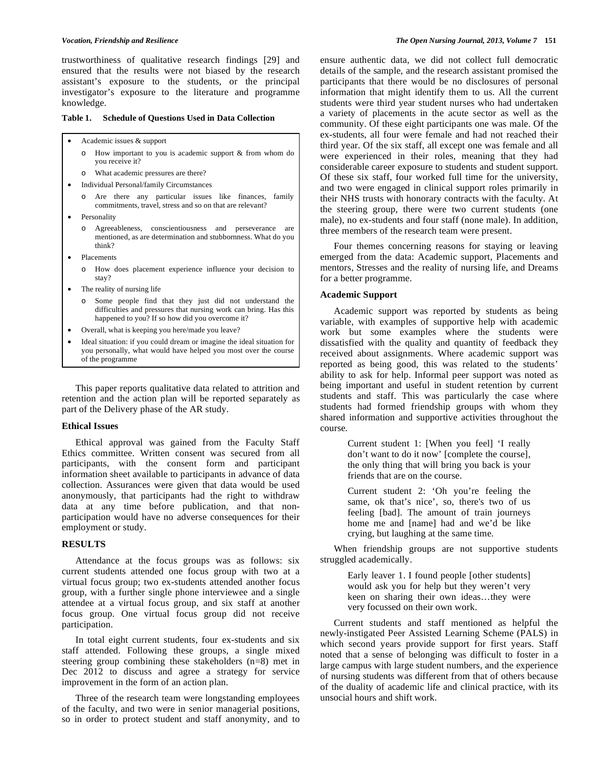trustworthiness of qualitative research findings [29] and ensured that the results were not biased by the research assistant's exposure to the students, or the principal investigator's exposure to the literature and programme knowledge.

**Table 1. Schedule of Questions Used in Data Collection**

- Academic issues & support
  - How important to you is academic support & from whom do you receive it?
  - What academic pressures are there?
- Individual Personal/family Circumstances
  - Are there any particular issues like finances, family commitments, travel, stress and so on that are relevant?
- Personality
  - Agreeableness, conscientiousness and perseverance are mentioned, as are determination and stubbornness. What do you think?
- Placements
  - How does placement experience influence your decision to stay?
- The reality of nursing life
  - Some people find that they just did not understand the difficulties and pressures that nursing work can bring. Has this happened to you? If so how did you overcome it?
- Overall, what is keeping you here/made you leave?
- Ideal situation: if you could dream or imagine the ideal situation for you personally, what would have helped you most over the course of the programme

This paper reports qualitative data related to attrition and retention and the action plan will be reported separately as part of the Delivery phase of the AR study.

### Ethical Issues

Ethical approval was gained from the Faculty Staff Ethics committee. Written consent was secured from all participants, with the consent form and participant information sheet available to participants in advance of data collection. Assurances were given that data would be used anonymously, that participants had the right to withdraw data at any time before publication, and that non-participation would have no adverse consequences for their employment or study.

## RESULTS

Attendance at the focus groups was as follows: six current students attended one focus group with two at a virtual focus group; two ex-students attended another focus group, with a further single phone interviewee and a single attendee at a virtual focus group, and six staff at another focus group. One virtual focus group did not receive participation.

In total eight current students, four ex-students and six staff attended. Following these groups, a single mixed steering group combining these stakeholders (n=8) met in Dec 2012 to discuss and agree a strategy for service improvement in the form of an action plan.

Three of the research team were longstanding employees of the faculty, and two were in senior managerial positions, so in order to protect student and staff anonymity, and to ensure authentic data, we did not collect full democratic details of the sample, and the research assistant promised the participants that there would be no disclosures of personal information that might identify them to us. All the current students were third year student nurses who had undertaken a variety of placements in the acute sector as well as the community. Of these eight participants one was male. Of the ex-students, all four were female and had not reached their third year. Of the six staff, all except one was female and all were experienced in their roles, meaning that they had considerable career exposure to students and student support. Of these six staff, four worked full time for the university, and two were engaged in clinical support roles primarily in their NHS trusts with honorary contracts with the faculty. At the steering group, there were two current students (one male), no ex-students and four staff (none male). In addition, three members of the research team were present.

Four themes concerning reasons for staying or leaving emerged from the data: Academic support, Placements and mentors, Stresses and the reality of nursing life, and Dreams for a better programme.

### Academic Support

Academic support was reported by students as being variable, with examples of supportive help with academic work but some examples where the students were dissatisfied with the quality and quantity of feedback they received about assignments. Where academic support was reported as being good, this was related to the students' ability to ask for help. Informal peer support was noted as being important and useful in student retention by current students and staff. This was particularly the case where students had formed friendship groups with whom they shared information and supportive activities throughout the course.

> Current student 1: [When you feel] 'I really don't want to do it now' [complete the course], the only thing that will bring you back is your friends that are on the course.

> Current student 2: 'Oh you're feeling the same, ok that's nice', so, there's two of us feeling [bad]. The amount of train journeys home me and [name] had and we'd be like crying, but laughing at the same time.

When friendship groups are not supportive students struggled academically.

> Early leaver 1. I found people [other students] would ask you for help but they weren't very keen on sharing their own ideas…they were very focussed on their own work.

Current students and staff mentioned as helpful the newly-instigated Peer Assisted Learning Scheme (PALS) in which second years provide support for first years. Staff noted that a sense of belonging was difficult to foster in a large campus with large student numbers, and the experience of nursing students was different from that of others because of the duality of academic life and clinical practice, with its unsocial hours and shift work.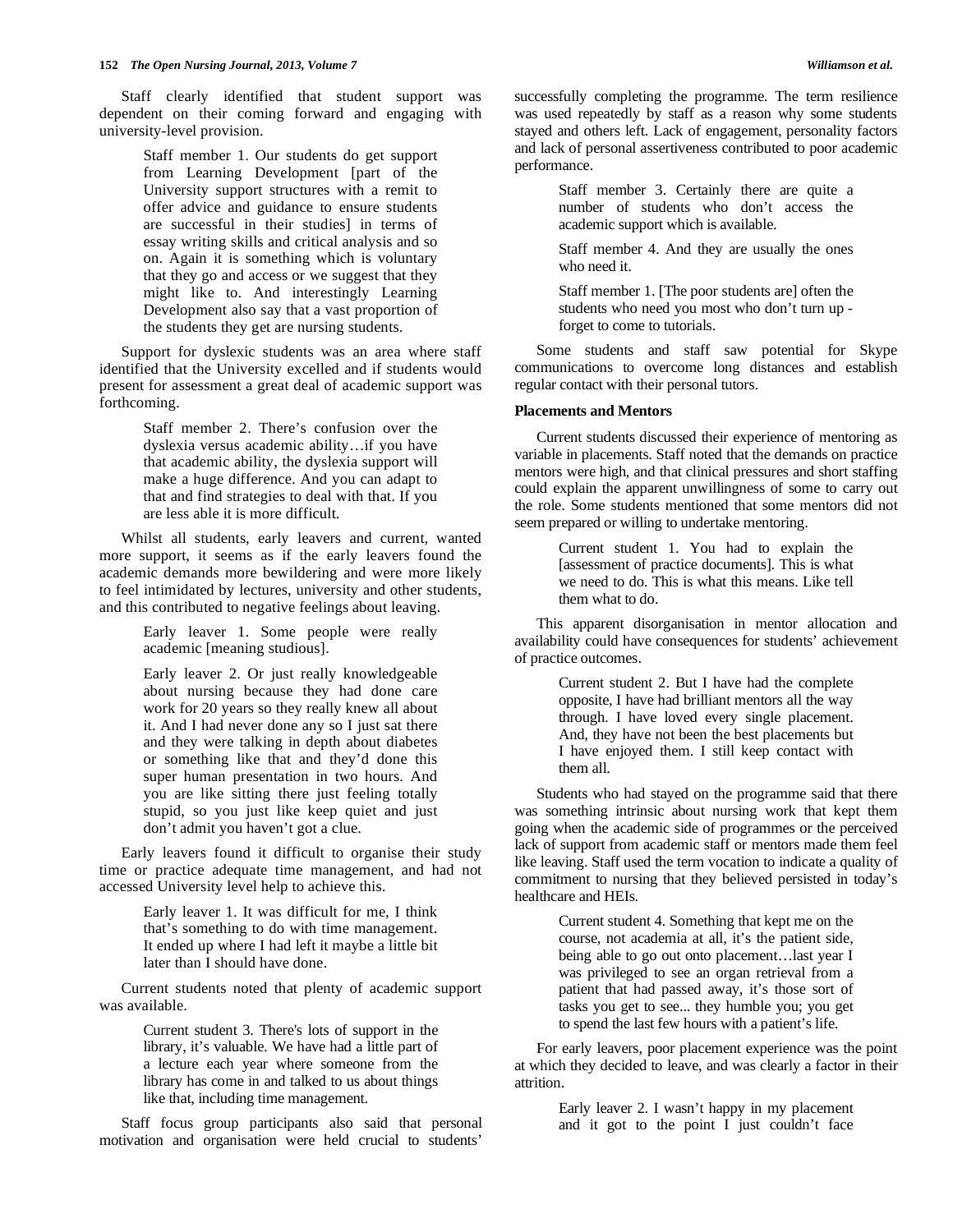Staff clearly identified that student support was dependent on their coming forward and engaging with university-level provision.

> Staff member 1. Our students do get support from Learning Development [part of the University support structures with a remit to offer advice and guidance to ensure students are successful in their studies] in terms of essay writing skills and critical analysis and so on. Again it is something which is voluntary that they go and access or we suggest that they might like to. And interestingly Learning Development also say that a vast proportion of the students they get are nursing students.

Support for dyslexic students was an area where staff identified that the University excelled and if students would present for assessment a great deal of academic support was forthcoming.

> Staff member 2. There's confusion over the dyslexia versus academic ability…if you have that academic ability, the dyslexia support will make a huge difference. And you can adapt to that and find strategies to deal with that. If you are less able it is more difficult.

Whilst all students, early leavers and current, wanted more support, it seems as if the early leavers found the academic demands more bewildering and were more likely to feel intimidated by lectures, university and other students, and this contributed to negative feelings about leaving.

> Early leaver 1. Some people were really academic [meaning studious].
>
> Early leaver 2. Or just really knowledgeable about nursing because they had done care work for 20 years so they really knew all about it. And I had never done any so I just sat there and they were talking in depth about diabetes or something like that and they'd done this super human presentation in two hours. And you are like sitting there just feeling totally stupid, so you just like keep quiet and just don't admit you haven't got a clue.

Early leavers found it difficult to organise their study time or practice adequate time management, and had not accessed University level help to achieve this.

> Early leaver 1. It was difficult for me, I think that's something to do with time management. It ended up where I had left it maybe a little bit later than I should have done.

Current students noted that plenty of academic support was available.

> Current student 3. There's lots of support in the library, it's valuable. We have had a little part of a lecture each year where someone from the library has come in and talked to us about things like that, including time management.

Staff focus group participants also said that personal motivation and organisation were held crucial to students' successfully completing the programme. The term resilience was used repeatedly by staff as a reason why some students stayed and others left. Lack of engagement, personality factors and lack of personal assertiveness contributed to poor academic performance.

> Staff member 3. Certainly there are quite a number of students who don't access the academic support which is available.
>
> Staff member 4. And they are usually the ones who need it.
>
> Staff member 1. [The poor students are] often the students who need you most who don't turn up - forget to come to tutorials.

Some students and staff saw potential for Skype communications to overcome long distances and establish regular contact with their personal tutors.

**Placements and Mentors**

Current students discussed their experience of mentoring as variable in placements. Staff noted that the demands on practice mentors were high, and that clinical pressures and short staffing could explain the apparent unwillingness of some to carry out the role. Some students mentioned that some mentors did not seem prepared or willing to undertake mentoring.

> Current student 1. You had to explain the [assessment of practice documents]. This is what we need to do. This is what this means. Like tell them what to do.

This apparent disorganisation in mentor allocation and availability could have consequences for students' achievement of practice outcomes.

> Current student 2. But I have had the complete opposite, I have had brilliant mentors all the way through. I have loved every single placement. And, they have not been the best placements but I have enjoyed them. I still keep contact with them all.

Students who had stayed on the programme said that there was something intrinsic about nursing work that kept them going when the academic side of programmes or the perceived lack of support from academic staff or mentors made them feel like leaving. Staff used the term vocation to indicate a quality of commitment to nursing that they believed persisted in today's healthcare and HEIs.

> Current student 4. Something that kept me on the course, not academia at all, it's the patient side, being able to go out onto placement…last year I was privileged to see an organ retrieval from a patient that had passed away, it's those sort of tasks you get to see... they humble you; you get to spend the last few hours with a patient's life.

For early leavers, poor placement experience was the point at which they decided to leave, and was clearly a factor in their attrition.

> Early leaver 2. I wasn't happy in my placement and it got to the point I just couldn't face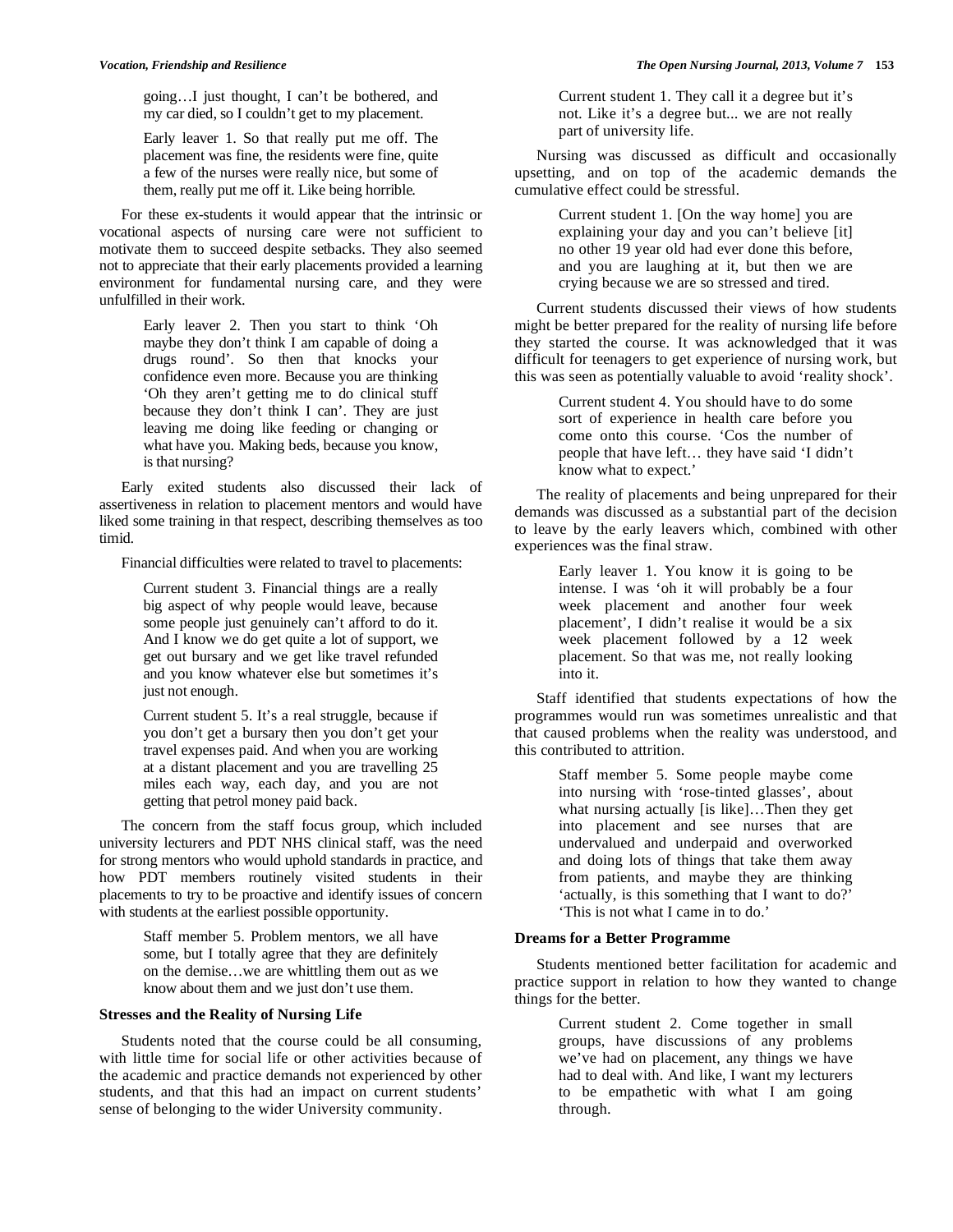going…I just thought, I can't be bothered, and my car died, so I couldn't get to my placement.

Early leaver 1. So that really put me off. The placement was fine, the residents were fine, quite a few of the nurses were really nice, but some of them, really put me off it. Like being horrible.

For these ex-students it would appear that the intrinsic or vocational aspects of nursing care were not sufficient to motivate them to succeed despite setbacks. They also seemed not to appreciate that their early placements provided a learning environment for fundamental nursing care, and they were unfulfilled in their work.

Early leaver 2. Then you start to think 'Oh maybe they don't think I am capable of doing a drugs round'. So then that knocks your confidence even more. Because you are thinking 'Oh they aren't getting me to do clinical stuff because they don't think I can'. They are just leaving me doing like feeding or changing or what have you. Making beds, because you know, is that nursing?

Early exited students also discussed their lack of assertiveness in relation to placement mentors and would have liked some training in that respect, describing themselves as too timid.

Financial difficulties were related to travel to placements:

Current student 3. Financial things are a really big aspect of why people would leave, because some people just genuinely can't afford to do it. And I know we do get quite a lot of support, we get out bursary and we get like travel refunded and you know whatever else but sometimes it's just not enough.

Current student 5. It's a real struggle, because if you don't get a bursary then you don't get your travel expenses paid. And when you are working at a distant placement and you are travelling 25 miles each way, each day, and you are not getting that petrol money paid back.

The concern from the staff focus group, which included university lecturers and PDT NHS clinical staff, was the need for strong mentors who would uphold standards in practice, and how PDT members routinely visited students in their placements to try to be proactive and identify issues of concern with students at the earliest possible opportunity.

Staff member 5. Problem mentors, we all have some, but I totally agree that they are definitely on the demise…we are whittling them out as we know about them and we just don't use them.

### Stresses and the Reality of Nursing Life

Students noted that the course could be all consuming, with little time for social life or other activities because of the academic and practice demands not experienced by other students, and that this had an impact on current students' sense of belonging to the wider University community.

Current student 1. They call it a degree but it's not. Like it's a degree but... we are not really part of university life.

Nursing was discussed as difficult and occasionally upsetting, and on top of the academic demands the cumulative effect could be stressful.

Current student 1. [On the way home] you are explaining your day and you can't believe [it] no other 19 year old had ever done this before, and you are laughing at it, but then we are crying because we are so stressed and tired.

Current students discussed their views of how students might be better prepared for the reality of nursing life before they started the course. It was acknowledged that it was difficult for teenagers to get experience of nursing work, but this was seen as potentially valuable to avoid 'reality shock'.

Current student 4. You should have to do some sort of experience in health care before you come onto this course. 'Cos the number of people that have left… they have said 'I didn't know what to expect.'

The reality of placements and being unprepared for their demands was discussed as a substantial part of the decision to leave by the early leavers which, combined with other experiences was the final straw.

Early leaver 1. You know it is going to be intense. I was 'oh it will probably be a four week placement and another four week placement', I didn't realise it would be a six week placement followed by a 12 week placement. So that was me, not really looking into it.

Staff identified that students expectations of how the programmes would run was sometimes unrealistic and that that caused problems when the reality was understood, and this contributed to attrition.

Staff member 5. Some people maybe come into nursing with 'rose-tinted glasses', about what nursing actually [is like]…Then they get into placement and see nurses that are undervalued and underpaid and overworked and doing lots of things that take them away from patients, and maybe they are thinking 'actually, is this something that I want to do?' 'This is not what I came in to do.'

### Dreams for a Better Programme

Students mentioned better facilitation for academic and practice support in relation to how they wanted to change things for the better.

Current student 2. Come together in small groups, have discussions of any problems we've had on placement, any things we have had to deal with. And like, I want my lecturers to be empathetic with what I am going through.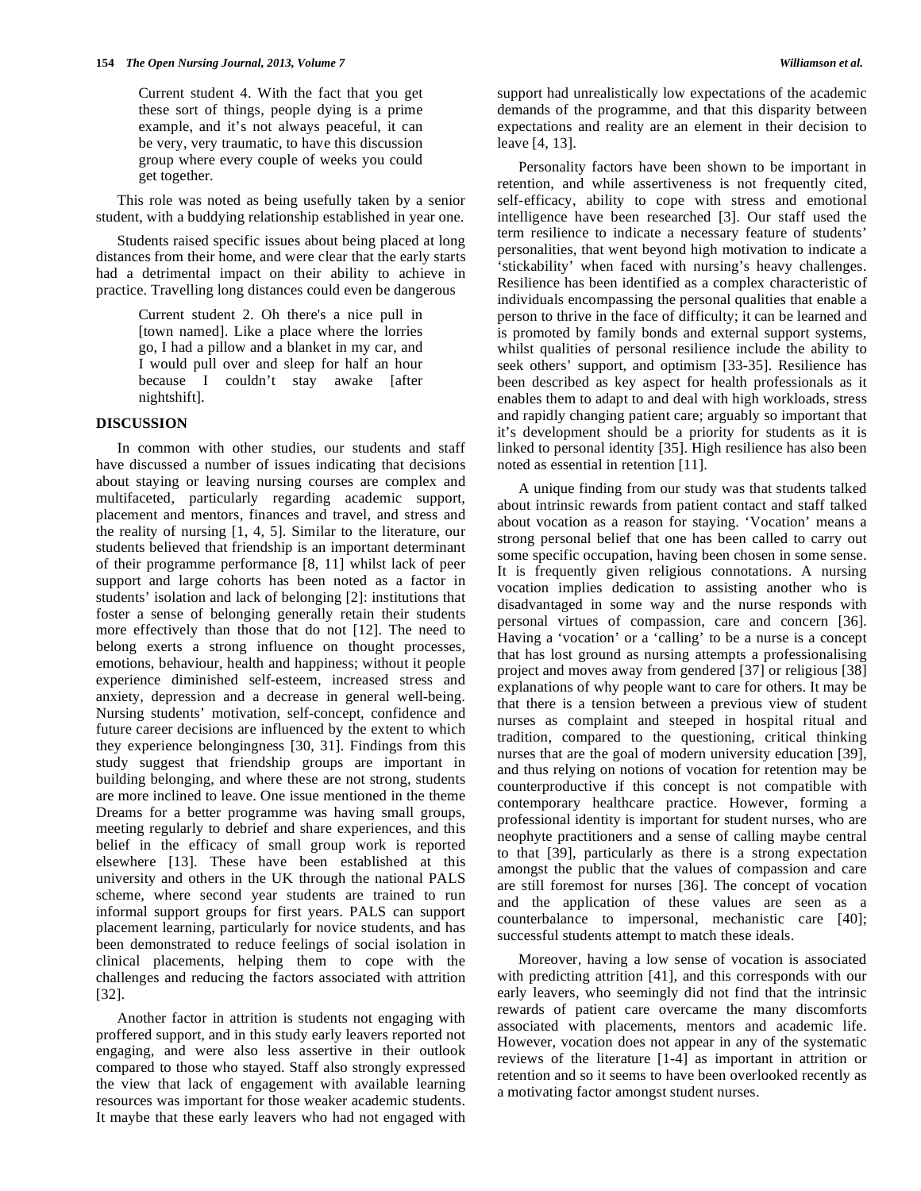> Current student 4. With the fact that you get these sort of things, people dying is a prime example, and it's not always peaceful, it can be very, very traumatic, to have this discussion group where every couple of weeks you could get together.

This role was noted as being usefully taken by a senior student, with a buddying relationship established in year one.

Students raised specific issues about being placed at long distances from their home, and were clear that the early starts had a detrimental impact on their ability to achieve in practice. Travelling long distances could even be dangerous

> Current student 2. Oh there's a nice pull in [town named]. Like a place where the lorries go, I had a pillow and a blanket in my car, and I would pull over and sleep for half an hour because I couldn't stay awake [after nightshift].

## DISCUSSION

In common with other studies, our students and staff have discussed a number of issues indicating that decisions about staying or leaving nursing courses are complex and multifaceted, particularly regarding academic support, placement and mentors, finances and travel, and stress and the reality of nursing [1, 4, 5]. Similar to the literature, our students believed that friendship is an important determinant of their programme performance [8, 11] whilst lack of peer support and large cohorts has been noted as a factor in students' isolation and lack of belonging [2]: institutions that foster a sense of belonging generally retain their students more effectively than those that do not [12]. The need to belong exerts a strong influence on thought processes, emotions, behaviour, health and happiness; without it people experience diminished self-esteem, increased stress and anxiety, depression and a decrease in general well-being. Nursing students' motivation, self-concept, confidence and future career decisions are influenced by the extent to which they experience belongingness [30, 31]. Findings from this study suggest that friendship groups are important in building belonging, and where these are not strong, students are more inclined to leave. One issue mentioned in the theme Dreams for a better programme was having small groups, meeting regularly to debrief and share experiences, and this belief in the efficacy of small group work is reported elsewhere [13]. These have been established at this university and others in the UK through the national PALS scheme, where second year students are trained to run informal support groups for first years. PALS can support placement learning, particularly for novice students, and has been demonstrated to reduce feelings of social isolation in clinical placements, helping them to cope with the challenges and reducing the factors associated with attrition [32].

Another factor in attrition is students not engaging with proffered support, and in this study early leavers reported not engaging, and were also less assertive in their outlook compared to those who stayed. Staff also strongly expressed the view that lack of engagement with available learning resources was important for those weaker academic students. It maybe that these early leavers who had not engaged with support had unrealistically low expectations of the academic demands of the programme, and that this disparity between expectations and reality are an element in their decision to leave [4, 13].

Personality factors have been shown to be important in retention, and while assertiveness is not frequently cited, self-efficacy, ability to cope with stress and emotional intelligence have been researched [3]. Our staff used the term resilience to indicate a necessary feature of students' personalities, that went beyond high motivation to indicate a 'stickability' when faced with nursing's heavy challenges. Resilience has been identified as a complex characteristic of individuals encompassing the personal qualities that enable a person to thrive in the face of difficulty; it can be learned and is promoted by family bonds and external support systems, whilst qualities of personal resilience include the ability to seek others' support, and optimism [33-35]. Resilience has been described as key aspect for health professionals as it enables them to adapt to and deal with high workloads, stress and rapidly changing patient care; arguably so important that it's development should be a priority for students as it is linked to personal identity [35]. High resilience has also been noted as essential in retention [11].

A unique finding from our study was that students talked about intrinsic rewards from patient contact and staff talked about vocation as a reason for staying. 'Vocation' means a strong personal belief that one has been called to carry out some specific occupation, having been chosen in some sense. It is frequently given religious connotations. A nursing vocation implies dedication to assisting another who is disadvantaged in some way and the nurse responds with personal virtues of compassion, care and concern [36]. Having a 'vocation' or a 'calling' to be a nurse is a concept that has lost ground as nursing attempts a professionalising project and moves away from gendered [37] or religious [38] explanations of why people want to care for others. It may be that there is a tension between a previous view of student nurses as complaint and steeped in hospital ritual and tradition, compared to the questioning, critical thinking nurses that are the goal of modern university education [39], and thus relying on notions of vocation for retention may be counterproductive if this concept is not compatible with contemporary healthcare practice. However, forming a professional identity is important for student nurses, who are neophyte practitioners and a sense of calling maybe central to that [39], particularly as there is a strong expectation amongst the public that the values of compassion and care are still foremost for nurses [36]. The concept of vocation and the application of these values are seen as a counterbalance to impersonal, mechanistic care [40]; successful students attempt to match these ideals.

Moreover, having a low sense of vocation is associated with predicting attrition [41], and this corresponds with our early leavers, who seemingly did not find that the intrinsic rewards of patient care overcame the many discomforts associated with placements, mentors and academic life. However, vocation does not appear in any of the systematic reviews of the literature [1-4] as important in attrition or retention and so it seems to have been overlooked recently as a motivating factor amongst student nurses.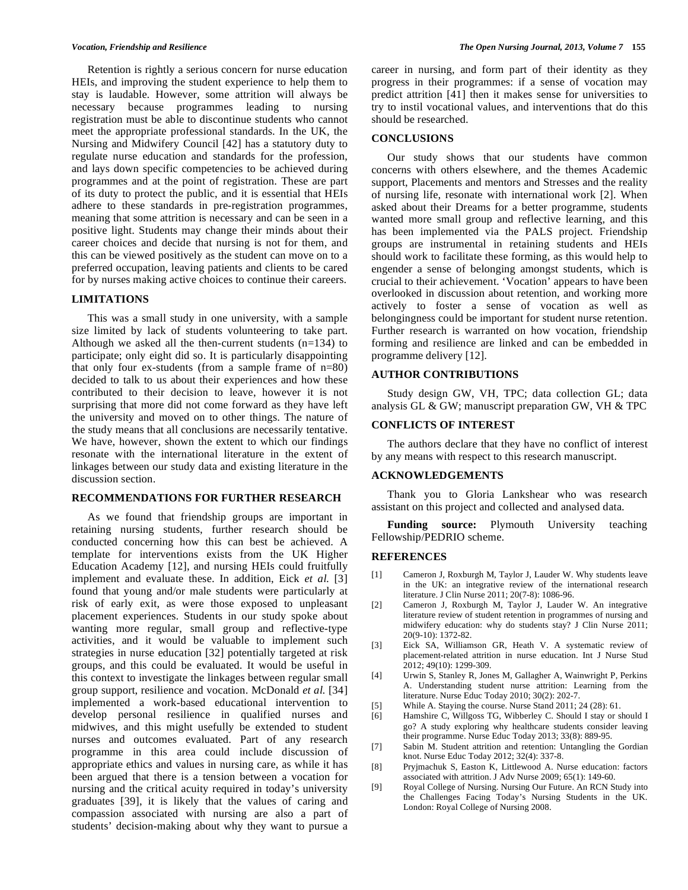Retention is rightly a serious concern for nurse education HEIs, and improving the student experience to help them to stay is laudable. However, some attrition will always be necessary because programmes leading to nursing registration must be able to discontinue students who cannot meet the appropriate professional standards. In the UK, the Nursing and Midwifery Council [42] has a statutory duty to regulate nurse education and standards for the profession, and lays down specific competencies to be achieved during programmes and at the point of registration. These are part of its duty to protect the public, and it is essential that HEIs adhere to these standards in pre-registration programmes, meaning that some attrition is necessary and can be seen in a positive light. Students may change their minds about their career choices and decide that nursing is not for them, and this can be viewed positively as the student can move on to a preferred occupation, leaving patients and clients to be cared for by nurses making active choices to continue their careers.

## LIMITATIONS

This was a small study in one university, with a sample size limited by lack of students volunteering to take part. Although we asked all the then-current students (n=134) to participate; only eight did so. It is particularly disappointing that only four ex-students (from a sample frame of n=80) decided to talk to us about their experiences and how these contributed to their decision to leave, however it is not surprising that more did not come forward as they have left the university and moved on to other things. The nature of the study means that all conclusions are necessarily tentative. We have, however, shown the extent to which our findings resonate with the international literature in the extent of linkages between our study data and existing literature in the discussion section.

## RECOMMENDATIONS FOR FURTHER RESEARCH

As we found that friendship groups are important in retaining nursing students, further research should be conducted concerning how this can best be achieved. A template for interventions exists from the UK Higher Education Academy [12], and nursing HEIs could fruitfully implement and evaluate these. In addition, Eick *et al.* [3] found that young and/or male students were particularly at risk of early exit, as were those exposed to unpleasant placement experiences. Students in our study spoke about wanting more regular, small group and reflective-type activities, and it would be valuable to implement such strategies in nurse education [32] potentially targeted at risk groups, and this could be evaluated. It would be useful in this context to investigate the linkages between regular small group support, resilience and vocation. McDonald *et al.* [34] implemented a work-based educational intervention to develop personal resilience in qualified nurses and midwives, and this might usefully be extended to student nurses and outcomes evaluated. Part of any research programme in this area could include discussion of appropriate ethics and values in nursing care, as while it has been argued that there is a tension between a vocation for nursing and the critical acuity required in today's university graduates [39], it is likely that the values of caring and compassion associated with nursing are also a part of students' decision-making about why they want to pursue a career in nursing, and form part of their identity as they progress in their programmes: if a sense of vocation may predict attrition [41] then it makes sense for universities to try to instil vocational values, and interventions that do this should be researched.

## CONCLUSIONS

Our study shows that our students have common concerns with others elsewhere, and the themes Academic support, Placements and mentors and Stresses and the reality of nursing life, resonate with international work [2]. When asked about their Dreams for a better programme, students wanted more small group and reflective learning, and this has been implemented via the PALS project. Friendship groups are instrumental in retaining students and HEIs should work to facilitate these forming, as this would help to engender a sense of belonging amongst students, which is crucial to their achievement. 'Vocation' appears to have been overlooked in discussion about retention, and working more actively to foster a sense of vocation as well as belongingness could be important for student nurse retention. Further research is warranted on how vocation, friendship forming and resilience are linked and can be embedded in programme delivery [12].

## AUTHOR CONTRIBUTIONS

Study design GW, VH, TPC; data collection GL; data analysis GL & GW; manuscript preparation GW, VH & TPC

## CONFLICTS OF INTEREST

The authors declare that they have no conflict of interest by any means with respect to this research manuscript.

## ACKNOWLEDGEMENTS

Thank you to Gloria Lankshear who was research assistant on this project and collected and analysed data.

**Funding source:** Plymouth University teaching Fellowship/PEDRIO scheme.

## REFERENCES

[1] Cameron J, Roxburgh M, Taylor J, Lauder W. Why students leave in the UK: an integrative review of the international research literature. J Clin Nurse 2011; 20(7-8): 1086-96.

[2] Cameron J, Roxburgh M, Taylor J, Lauder W. An integrative literature review of student retention in programmes of nursing and midwifery education: why do students stay? J Clin Nurse 2011; 20(9-10): 1372-82.

[3] Eick SA, Williamson GR, Heath V. A systematic review of placement-related attrition in nurse education. Int J Nurse Stud 2012; 49(10): 1299-309.

[4] Urwin S, Stanley R, Jones M, Gallagher A, Wainwright P, Perkins A. Understanding student nurse attrition: Learning from the literature. Nurse Educ Today 2010; 30(2): 202-7.

[5] While A. Staying the course. Nurse Stand 2011; 24 (28): 61.

[6] Hamshire C, Willgoss TG, Wibberley C. Should I stay or should I go? A study exploring why healthcare students consider leaving their programme. Nurse Educ Today 2013; 33(8): 889-95.

[7] Sabin M. Student attrition and retention: Untangling the Gordian knot. Nurse Educ Today 2012; 32(4): 337-8.

[8] Pryjmachuk S, Easton K, Littlewood A. Nurse education: factors associated with attrition. J Adv Nurse 2009; 65(1): 149-60.

[9] Royal College of Nursing. Nursing Our Future. An RCN Study into the Challenges Facing Today's Nursing Students in the UK. London: Royal College of Nursing 2008.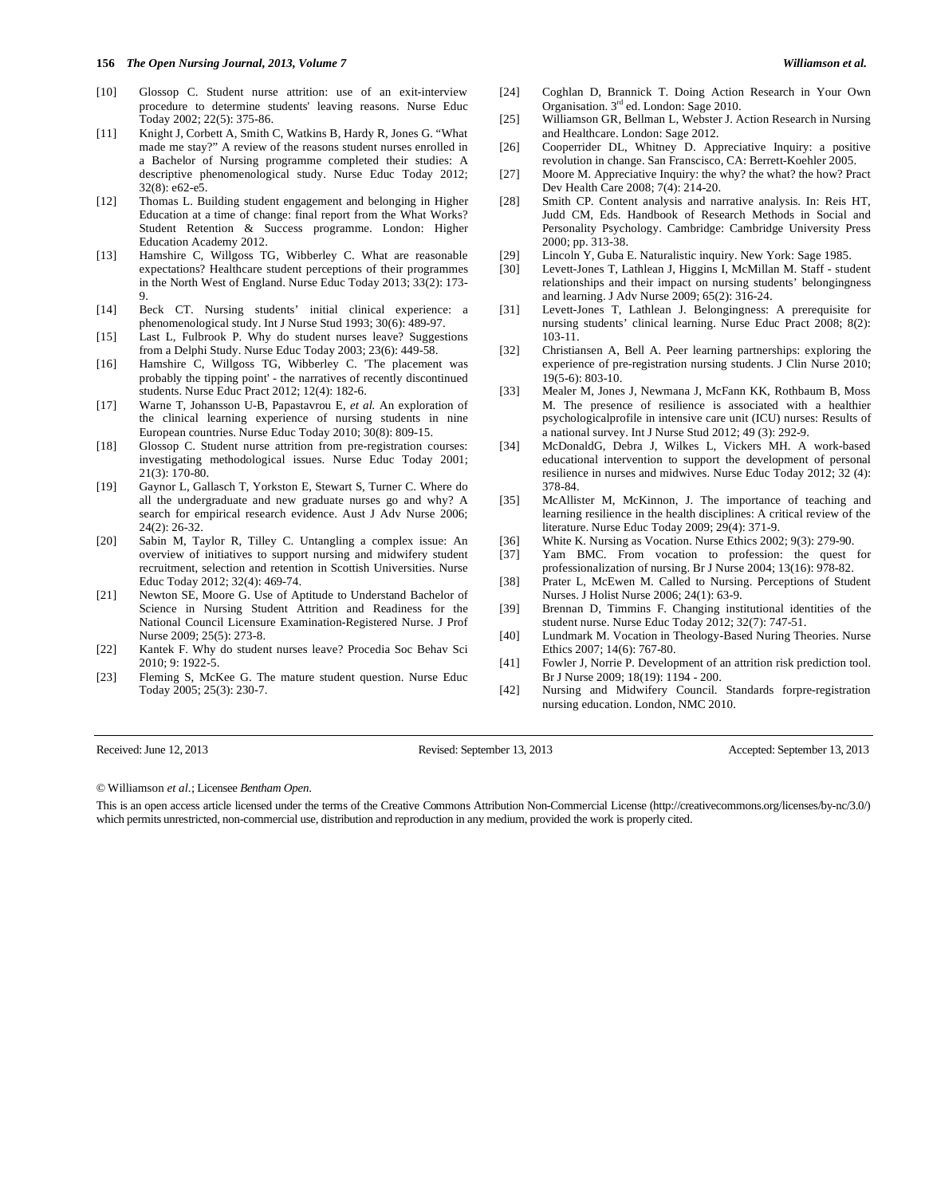[10] Glossop C. Student nurse attrition: use of an exit-interview procedure to determine students' leaving reasons. Nurse Educ Today 2002; 22(5): 375-86.

[11] Knight J, Corbett A, Smith C, Watkins B, Hardy R, Jones G. "What made me stay?" A review of the reasons student nurses enrolled in a Bachelor of Nursing programme completed their studies: A descriptive phenomenological study. Nurse Educ Today 2012; 32(8): e62-e5.

[12] Thomas L. Building student engagement and belonging in Higher Education at a time of change: final report from the What Works? Student Retention & Success programme. London: Higher Education Academy 2012.

[13] Hamshire C, Willgoss TG, Wibberley C. What are reasonable expectations? Healthcare student perceptions of their programmes in the North West of England. Nurse Educ Today 2013; 33(2): 173-9.

[14] Beck CT. Nursing students' initial clinical experience: a phenomenological study. Int J Nurse Stud 1993; 30(6): 489-97.

[15] Last L, Fulbrook P. Why do student nurses leave? Suggestions from a Delphi Study. Nurse Educ Today 2003; 23(6): 449-58.

[16] Hamshire C, Willgoss TG, Wibberley C. 'The placement was probably the tipping point' - the narratives of recently discontinued students. Nurse Educ Pract 2012; 12(4): 182-6.

[17] Warne T, Johansson U-B, Papastavrou E, *et al.* An exploration of the clinical learning experience of nursing students in nine European countries. Nurse Educ Today 2010; 30(8): 809-15.

[18] Glossop C. Student nurse attrition from pre-registration courses: investigating methodological issues. Nurse Educ Today 2001; 21(3): 170-80.

[19] Gaynor L, Gallasch T, Yorkston E, Stewart S, Turner C. Where do all the undergraduate and new graduate nurses go and why? A search for empirical research evidence. Aust J Adv Nurse 2006; 24(2): 26-32.

[20] Sabin M, Taylor R, Tilley C. Untangling a complex issue: An overview of initiatives to support nursing and midwifery student recruitment, selection and retention in Scottish Universities. Nurse Educ Today 2012; 32(4): 469-74.

[21] Newton SE, Moore G. Use of Aptitude to Understand Bachelor of Science in Nursing Student Attrition and Readiness for the National Council Licensure Examination-Registered Nurse. J Prof Nurse 2009; 25(5): 273-8.

[22] Kantek F. Why do student nurses leave? Procedia Soc Behav Sci 2010; 9: 1922-5.

[23] Fleming S, McKee G. The mature student question. Nurse Educ Today 2005; 25(3): 230-7.

[24] Coghlan D, Brannick T. Doing Action Research in Your Own Organisation. 3rd ed. London: Sage 2010.

[25] Williamson GR, Bellman L, Webster J. Action Research in Nursing and Healthcare. London: Sage 2012.

[26] Cooperrider DL, Whitney D. Appreciative Inquiry: a positive revolution in change. San Franscisco, CA: Berrett-Koehler 2005.

[27] Moore M. Appreciative Inquiry: the why? the what? the how? Pract Dev Health Care 2008; 7(4): 214-20.

[28] Smith CP. Content analysis and narrative analysis. In: Reis HT, Judd CM, Eds. Handbook of Research Methods in Social and Personality Psychology. Cambridge: Cambridge University Press 2000; pp. 313-38.

[29] Lincoln Y, Guba E. Naturalistic inquiry. New York: Sage 1985.

[30] Levett-Jones T, Lathlean J, Higgins I, McMillan M. Staff - student relationships and their impact on nursing students' belongingness and learning. J Adv Nurse 2009; 65(2): 316-24.

[31] Levett-Jones T, Lathlean J. Belongingness: A prerequisite for nursing students' clinical learning. Nurse Educ Pract 2008; 8(2): 103-11.

[32] Christiansen A, Bell A. Peer learning partnerships: exploring the experience of pre-registration nursing students. J Clin Nurse 2010; 19(5-6): 803-10.

[33] Mealer M, Jones J, Newmana J, McFann KK, Rothbaum B, Moss M. The presence of resilience is associated with a healthier psychologicalprofile in intensive care unit (ICU) nurses: Results of a national survey. Int J Nurse Stud 2012; 49 (3): 292-9.

[34] McDonaldG, Debra J, Wilkes L, Vickers MH. A work-based educational intervention to support the development of personal resilience in nurses and midwives. Nurse Educ Today 2012; 32 (4): 378-84.

[35] McAllister M, McKinnon, J. The importance of teaching and learning resilience in the health disciplines: A critical review of the literature. Nurse Educ Today 2009; 29(4): 371-9.

[36] White K. Nursing as Vocation. Nurse Ethics 2002; 9(3): 279-90.

[37] Yam BMC. From vocation to profession: the quest for professionalization of nursing. Br J Nurse 2004; 13(16): 978-82.

[38] Prater L, McEwen M. Called to Nursing. Perceptions of Student Nurses. J Holist Nurse 2006; 24(1): 63-9.

[39] Brennan D, Timmins F. Changing institutional identities of the student nurse. Nurse Educ Today 2012; 32(7): 747-51.

[40] Lundmark M. Vocation in Theology-Based Nuring Theories. Nurse Ethics 2007; 14(6): 767-80.

[41] Fowler J, Norrie P. Development of an attrition risk prediction tool. Br J Nurse 2009; 18(19): 1194 - 200.

[42] Nursing and Midwifery Council. Standards forpre-registration nursing education. London, NMC 2010.

Received: June 12, 2013 Revised: September 13, 2013 Accepted: September 13, 2013

© Williamson *et al.*; Licensee *Bentham Open*.

This is an open access article licensed under the terms of the Creative Commons Attribution Non-Commercial License (http://creativecommons.org/licenses/by-nc/3.0/) which permits unrestricted, non-commercial use, distribution and reproduction in any medium, provided the work is properly cited.